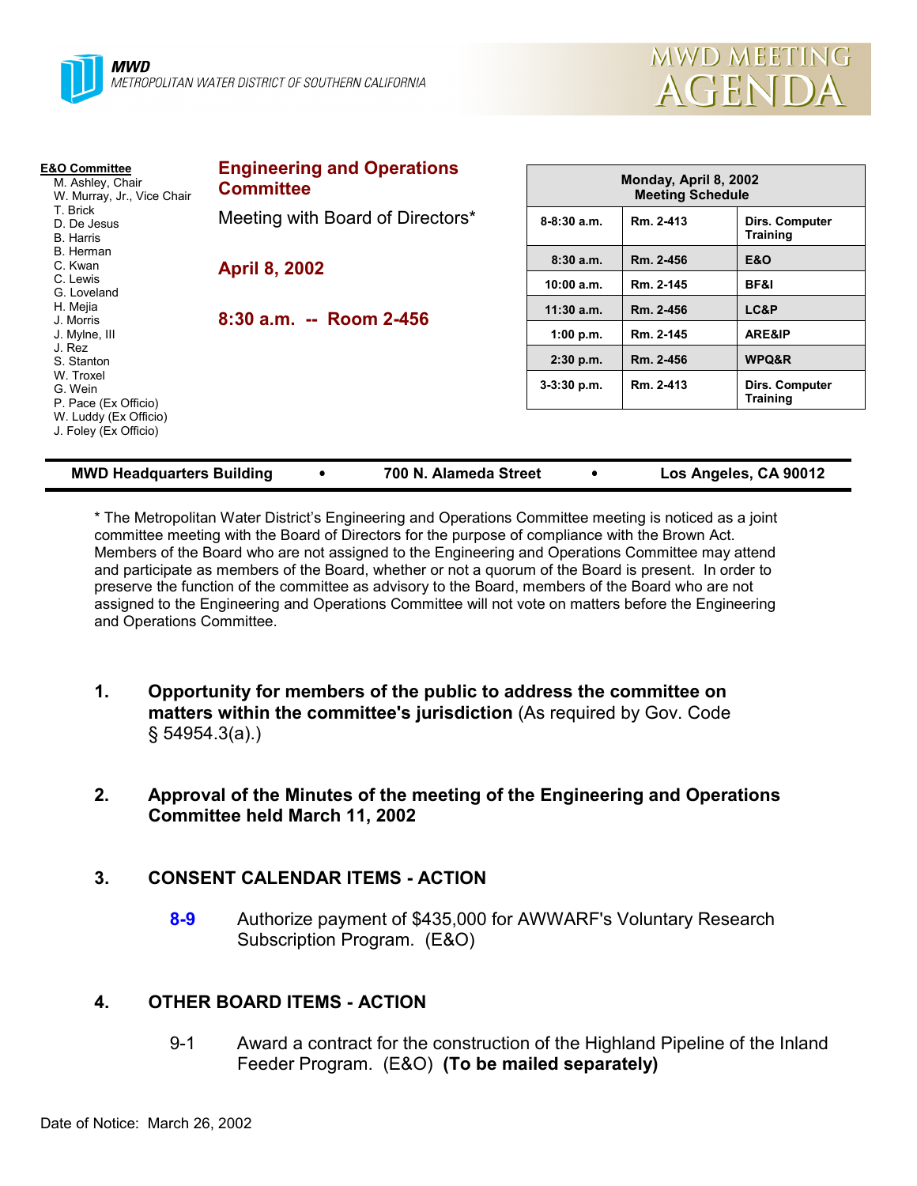**MWD**
METROPOLITAN WATER DISTRICT OF SOUTHERN CALIFORNIA

# MWD MEETING AGENDA

**E&O Committee**
M. Ashley, Chair
W. Murray, Jr., Vice Chair
T. Brick
D. De Jesus
B. Harris
B. Herman
C. Kwan
C. Lewis
G. Loveland
H. Mejia
J. Morris
J. Mylne, III
J. Rez
S. Stanton
W. Troxel
G. Wein
P. Pace (Ex Officio)
W. Luddy (Ex Officio)
J. Foley (Ex Officio)

## Engineering and Operations Committee

Meeting with Board of Directors*

**April 8, 2002**

**8:30 a.m. -- Room 2-456**

| Monday, April 8, 2002 Meeting Schedule | | |
|---|---|---|
| 8-8:30 a.m. | Rm. 2-413 | Dirs. Computer Training |
| 8:30 a.m. | Rm. 2-456 | E&O |
| 10:00 a.m. | Rm. 2-145 | BF&I |
| 11:30 a.m. | Rm. 2-456 | LC&P |
| 1:00 p.m. | Rm. 2-145 | ARE&IP |
| 2:30 p.m. | Rm. 2-456 | WPQ&R |
| 3-3:30 p.m. | Rm. 2-413 | Dirs. Computer Training |

**MWD Headquarters Building • 700 N. Alameda Street • Los Angeles, CA 90012**

* The Metropolitan Water District's Engineering and Operations Committee meeting is noticed as a joint committee meeting with the Board of Directors for the purpose of compliance with the Brown Act. Members of the Board who are not assigned to the Engineering and Operations Committee may attend and participate as members of the Board, whether or not a quorum of the Board is present. In order to preserve the function of the committee as advisory to the Board, members of the Board who are not assigned to the Engineering and Operations Committee will not vote on matters before the Engineering and Operations Committee.

1. **Opportunity for members of the public to address the committee on matters within the committee's jurisdiction** (As required by Gov. Code § 54954.3(a).)

2. **Approval of the Minutes of the meeting of the Engineering and Operations Committee held March 11, 2002**

3. **CONSENT CALENDAR ITEMS - ACTION**

   **8-9** Authorize payment of $435,000 for AWWARF's Voluntary Research Subscription Program. (E&O)

4. **OTHER BOARD ITEMS - ACTION**

   9-1 Award a contract for the construction of the Highland Pipeline of the Inland Feeder Program. (E&O) **(To be mailed separately)**

Date of Notice: March 26, 2002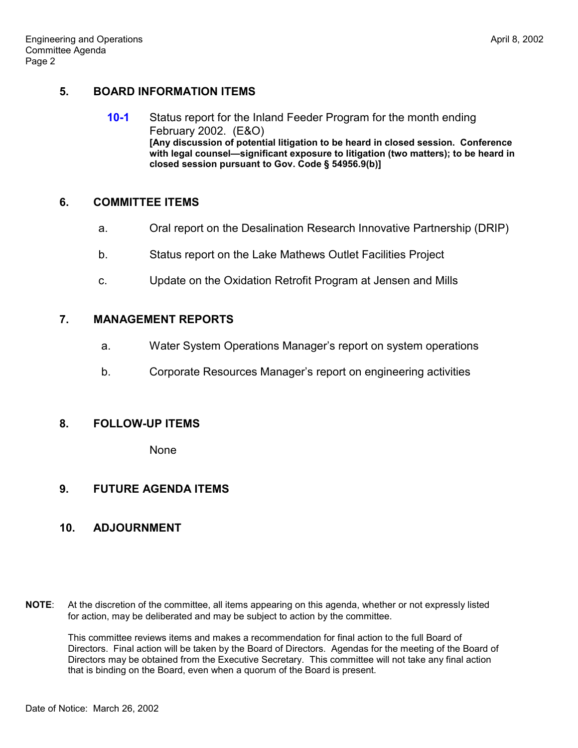## 5. BOARD INFORMATION ITEMS

**10-1** Status report for the Inland Feeder Program for the month ending February 2002. (E&O)
**[Any discussion of potential litigation to be heard in closed session. Conference with legal counsel—significant exposure to litigation (two matters); to be heard in closed session pursuant to Gov. Code § 54956.9(b)]**

## 6. COMMITTEE ITEMS

a. Oral report on the Desalination Research Innovative Partnership (DRIP)

b. Status report on the Lake Mathews Outlet Facilities Project

c. Update on the Oxidation Retrofit Program at Jensen and Mills

## 7. MANAGEMENT REPORTS

a. Water System Operations Manager's report on system operations

b. Corporate Resources Manager's report on engineering activities

## 8. FOLLOW-UP ITEMS

None

## 9. FUTURE AGENDA ITEMS

## 10. ADJOURNMENT

**NOTE**: At the discretion of the committee, all items appearing on this agenda, whether or not expressly listed for action, may be deliberated and may be subject to action by the committee.

This committee reviews items and makes a recommendation for final action to the full Board of Directors. Final action will be taken by the Board of Directors. Agendas for the meeting of the Board of Directors may be obtained from the Executive Secretary. This committee will not take any final action that is binding on the Board, even when a quorum of the Board is present.

Date of Notice: March 26, 2002